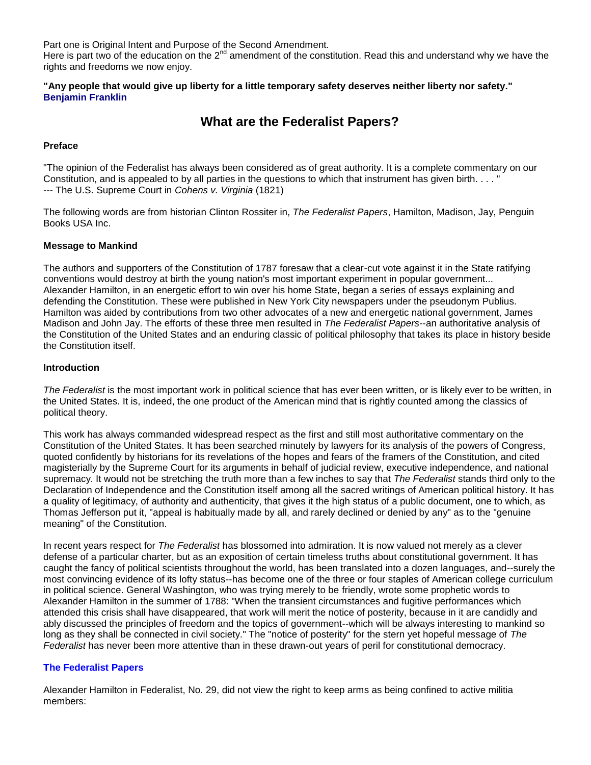Part one is Original Intent and Purpose of the Second Amendment.
Here is part two of the education on the 2nd amendment of the constitution. Read this and understand why we have the rights and freedoms we now enjoy.

**"Any people that would give up liberty for a little temporary safety deserves neither liberty nor safety." Benjamin Franklin**

# What are the Federalist Papers?

**Preface**

"The opinion of the Federalist has always been considered as of great authority. It is a complete commentary on our Constitution, and is appealed to by all parties in the questions to which that instrument has given birth. . . . "
--- The U.S. Supreme Court in *Cohens v. Virginia* (1821)

The following words are from historian Clinton Rossiter in, *The Federalist Papers*, Hamilton, Madison, Jay, Penguin Books USA Inc.

**Message to Mankind**

The authors and supporters of the Constitution of 1787 foresaw that a clear-cut vote against it in the State ratifying conventions would destroy at birth the young nation's most important experiment in popular government... Alexander Hamilton, in an energetic effort to win over his home State, began a series of essays explaining and defending the Constitution. These were published in New York City newspapers under the pseudonym Publius. Hamilton was aided by contributions from two other advocates of a new and energetic national government, James Madison and John Jay. The efforts of these three men resulted in *The Federalist Papers*--an authoritative analysis of the Constitution of the United States and an enduring classic of political philosophy that takes its place in history beside the Constitution itself.

**Introduction**

*The Federalist* is the most important work in political science that has ever been written, or is likely ever to be written, in the United States. It is, indeed, the one product of the American mind that is rightly counted among the classics of political theory.

This work has always commanded widespread respect as the first and still most authoritative commentary on the Constitution of the United States. It has been searched minutely by lawyers for its analysis of the powers of Congress, quoted confidently by historians for its revelations of the hopes and fears of the framers of the Constitution, and cited magisterially by the Supreme Court for its arguments in behalf of judicial review, executive independence, and national supremacy. It would not be stretching the truth more than a few inches to say that *The Federalist* stands third only to the Declaration of Independence and the Constitution itself among all the sacred writings of American political history. It has a quality of legitimacy, of authority and authenticity, that gives it the high status of a public document, one to which, as Thomas Jefferson put it, "appeal is habitually made by all, and rarely declined or denied by any" as to the "genuine meaning" of the Constitution.

In recent years respect for *The Federalist* has blossomed into admiration. It is now valued not merely as a clever defense of a particular charter, but as an exposition of certain timeless truths about constitutional government. It has caught the fancy of political scientists throughout the world, has been translated into a dozen languages, and--surely the most convincing evidence of its lofty status--has become one of the three or four staples of American college curriculum in political science. General Washington, who was trying merely to be friendly, wrote some prophetic words to Alexander Hamilton in the summer of 1788: "When the transient circumstances and fugitive performances which attended this crisis shall have disappeared, that work will merit the notice of posterity, because in it are candidly and ably discussed the principles of freedom and the topics of government--which will be always interesting to mankind so long as they shall be connected in civil society." The "notice of posterity" for the stern yet hopeful message of *The Federalist* has never been more attentive than in these drawn-out years of peril for constitutional democracy.

**The Federalist Papers**

Alexander Hamilton in Federalist, No. 29, did not view the right to keep arms as being confined to active militia members: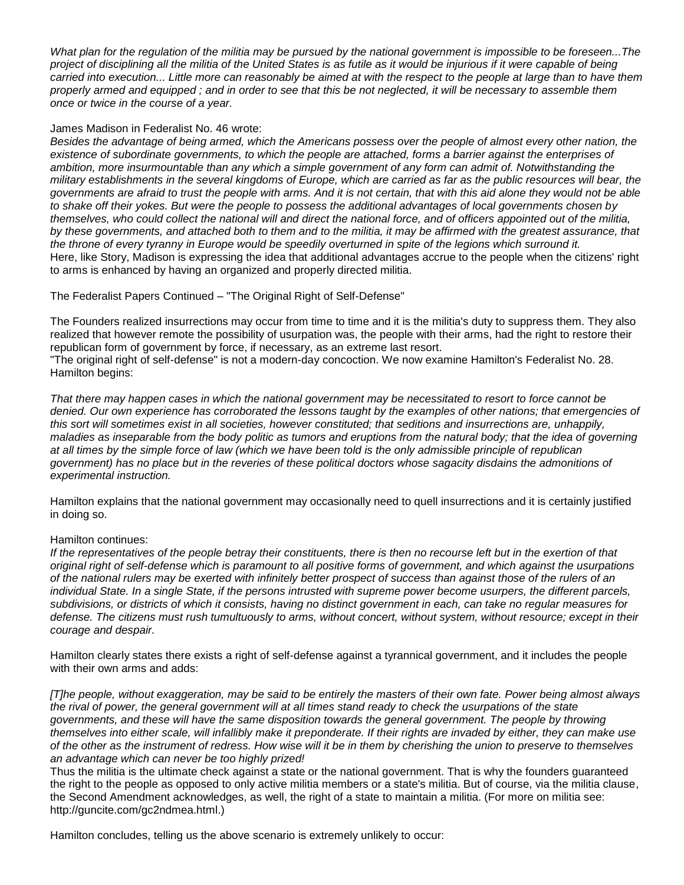*What plan for the regulation of the militia may be pursued by the national government is impossible to be foreseen...The project of disciplining all the militia of the United States is as futile as it would be injurious if it were capable of being carried into execution... Little more can reasonably be aimed at with the respect to the people at large than to have them properly armed and equipped ; and in order to see that this be not neglected, it will be necessary to assemble them once or twice in the course of a year.*

James Madison in Federalist No. 46 wrote:

*Besides the advantage of being armed, which the Americans possess over the people of almost every other nation, the existence of subordinate governments, to which the people are attached, forms a barrier against the enterprises of ambition, more insurmountable than any which a simple government of any form can admit of. Notwithstanding the military establishments in the several kingdoms of Europe, which are carried as far as the public resources will bear, the governments are afraid to trust the people with arms. And it is not certain, that with this aid alone they would not be able to shake off their yokes. But were the people to possess the additional advantages of local governments chosen by themselves, who could collect the national will and direct the national force, and of officers appointed out of the militia, by these governments, and attached both to them and to the militia, it may be affirmed with the greatest assurance, that the throne of every tyranny in Europe would be speedily overturned in spite of the legions which surround it.*

Here, like Story, Madison is expressing the idea that additional advantages accrue to the people when the citizens' right to arms is enhanced by having an organized and properly directed militia.

The Federalist Papers Continued – "The Original Right of Self-Defense"

The Founders realized insurrections may occur from time to time and it is the militia's duty to suppress them. They also realized that however remote the possibility of usurpation was, the people with their arms, had the right to restore their republican form of government by force, if necessary, as an extreme last resort.

"The original right of self-defense" is not a modern-day concoction. We now examine Hamilton's Federalist No. 28. Hamilton begins:

*That there may happen cases in which the national government may be necessitated to resort to force cannot be denied. Our own experience has corroborated the lessons taught by the examples of other nations; that emergencies of this sort will sometimes exist in all societies, however constituted; that seditions and insurrections are, unhappily, maladies as inseparable from the body politic as tumors and eruptions from the natural body; that the idea of governing at all times by the simple force of law (which we have been told is the only admissible principle of republican government) has no place but in the reveries of these political doctors whose sagacity disdains the admonitions of experimental instruction.*

Hamilton explains that the national government may occasionally need to quell insurrections and it is certainly justified in doing so.

Hamilton continues:

*If the representatives of the people betray their constituents, there is then no recourse left but in the exertion of that original right of self-defense which is paramount to all positive forms of government, and which against the usurpations of the national rulers may be exerted with infinitely better prospect of success than against those of the rulers of an individual State. In a single State, if the persons intrusted with supreme power become usurpers, the different parcels, subdivisions, or districts of which it consists, having no distinct government in each, can take no regular measures for defense. The citizens must rush tumultuously to arms, without concert, without system, without resource; except in their courage and despair.*

Hamilton clearly states there exists a right of self-defense against a tyrannical government, and it includes the people with their own arms and adds:

*[T]he people, without exaggeration, may be said to be entirely the masters of their own fate. Power being almost always the rival of power, the general government will at all times stand ready to check the usurpations of the state governments, and these will have the same disposition towards the general government. The people by throwing themselves into either scale, will infallibly make it preponderate. If their rights are invaded by either, they can make use of the other as the instrument of redress. How wise will it be in them by cherishing the union to preserve to themselves an advantage which can never be too highly prized!*

Thus the militia is the ultimate check against a state or the national government. That is why the founders guaranteed the right to the people as opposed to only active militia members or a state's militia. But of course, via the militia clause, the Second Amendment acknowledges, as well, the right of a state to maintain a militia. (For more on militia see: http://guncite.com/gc2ndmea.html.)

Hamilton concludes, telling us the above scenario is extremely unlikely to occur: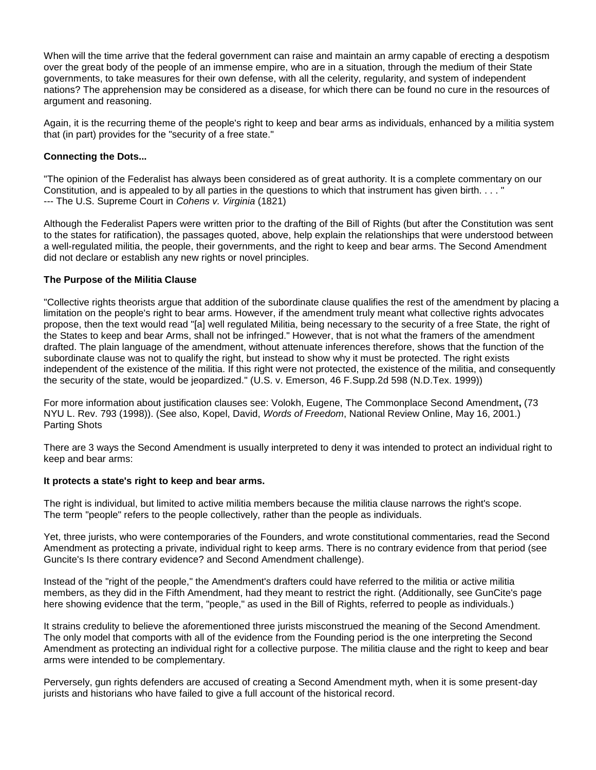When will the time arrive that the federal government can raise and maintain an army capable of erecting a despotism over the great body of the people of an immense empire, who are in a situation, through the medium of their State governments, to take measures for their own defense, with all the celerity, regularity, and system of independent nations? The apprehension may be considered as a disease, for which there can be found no cure in the resources of argument and reasoning.

Again, it is the recurring theme of the people's right to keep and bear arms as individuals, enhanced by a militia system that (in part) provides for the "security of a free state."

**Connecting the Dots...**

"The opinion of the Federalist has always been considered as of great authority. It is a complete commentary on our Constitution, and is appealed to by all parties in the questions to which that instrument has given birth. . . . "
--- The U.S. Supreme Court in *Cohens v. Virginia* (1821)

Although the Federalist Papers were written prior to the drafting of the Bill of Rights (but after the Constitution was sent to the states for ratification), the passages quoted, above, help explain the relationships that were understood between a well-regulated militia, the people, their governments, and the right to keep and bear arms. The Second Amendment did not declare or establish any new rights or novel principles.

**The Purpose of the Militia Clause**

"Collective rights theorists argue that addition of the subordinate clause qualifies the rest of the amendment by placing a limitation on the people's right to bear arms. However, if the amendment truly meant what collective rights advocates propose, then the text would read "[a] well regulated Militia, being necessary to the security of a free State, the right of the States to keep and bear Arms, shall not be infringed." However, that is not what the framers of the amendment drafted. The plain language of the amendment, without attenuate inferences therefore, shows that the function of the subordinate clause was not to qualify the right, but instead to show why it must be protected. The right exists independent of the existence of the militia. If this right were not protected, the existence of the militia, and consequently the security of the state, would be jeopardized." (U.S. v. Emerson, 46 F.Supp.2d 598 (N.D.Tex. 1999))

For more information about justification clauses see: Volokh, Eugene, The Commonplace Second Amendment**,** (73 NYU L. Rev. 793 (1998)). (See also, Kopel, David, *Words of Freedom*, National Review Online, May 16, 2001.)
Parting Shots

There are 3 ways the Second Amendment is usually interpreted to deny it was intended to protect an individual right to keep and bear arms:

**It protects a state's right to keep and bear arms.**

The right is individual, but limited to active militia members because the militia clause narrows the right's scope.
The term "people" refers to the people collectively, rather than the people as individuals.

Yet, three jurists, who were contemporaries of the Founders, and wrote constitutional commentaries, read the Second Amendment as protecting a private, individual right to keep arms. There is no contrary evidence from that period (see Guncite's Is there contrary evidence? and Second Amendment challenge).

Instead of the "right of the people," the Amendment's drafters could have referred to the militia or active militia members, as they did in the Fifth Amendment, had they meant to restrict the right. (Additionally, see GunCite's page here showing evidence that the term, "people," as used in the Bill of Rights, referred to people as individuals.)

It strains credulity to believe the aforementioned three jurists misconstrued the meaning of the Second Amendment. The only model that comports with all of the evidence from the Founding period is the one interpreting the Second Amendment as protecting an individual right for a collective purpose. The militia clause and the right to keep and bear arms were intended to be complementary.

Perversely, gun rights defenders are accused of creating a Second Amendment myth, when it is some present-day jurists and historians who have failed to give a full account of the historical record.